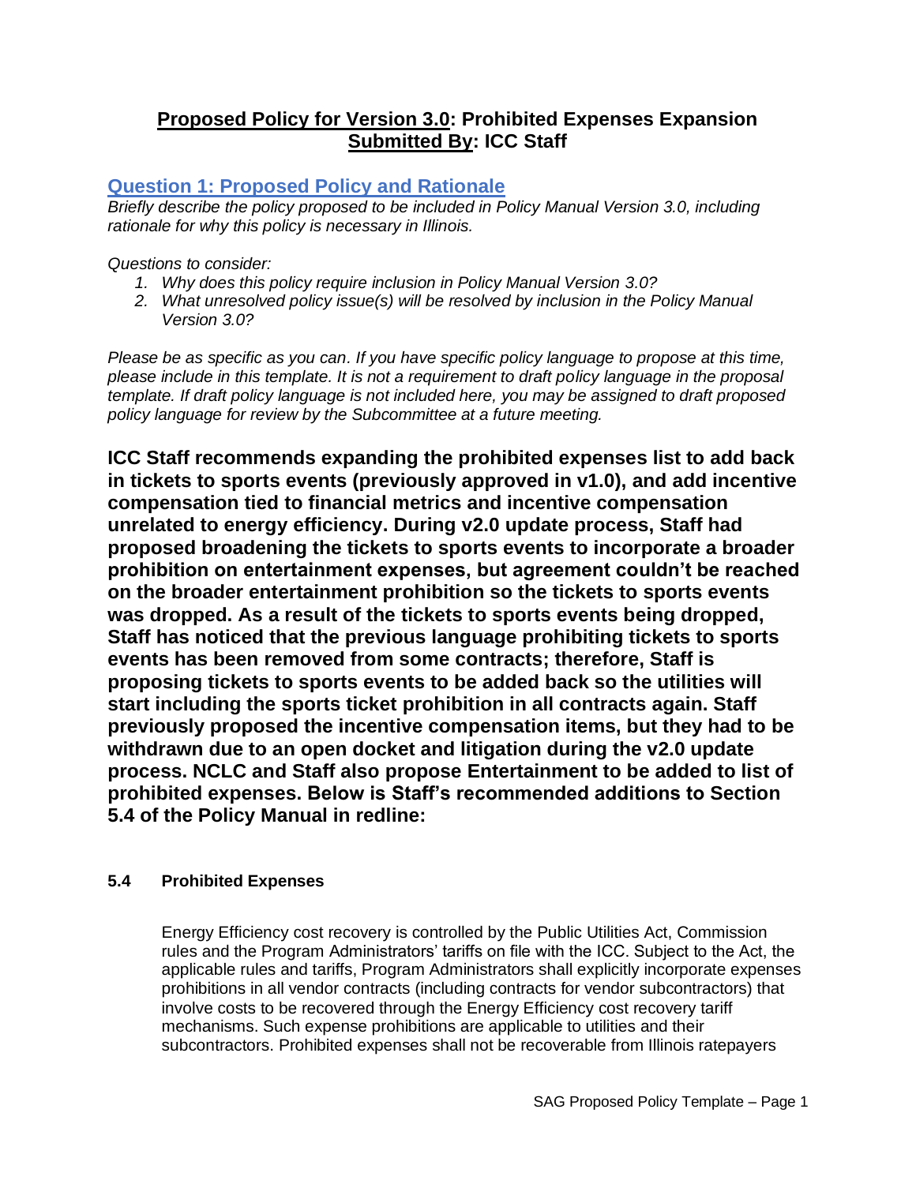# **Proposed Policy for Version 3.0: Prohibited Expenses Expansion**
# **Submitted By: ICC Staff**

## Question 1: Proposed Policy and Rationale

*Briefly describe the policy proposed to be included in Policy Manual Version 3.0, including rationale for why this policy is necessary in Illinois.*

*Questions to consider:*

1. *Why does this policy require inclusion in Policy Manual Version 3.0?*
2. *What unresolved policy issue(s) will be resolved by inclusion in the Policy Manual Version 3.0?*

*Please be as specific as you can. If you have specific policy language to propose at this time, please include in this template. It is not a requirement to draft policy language in the proposal template. If draft policy language is not included here, you may be assigned to draft proposed policy language for review by the Subcommittee at a future meeting.*

**ICC Staff recommends expanding the prohibited expenses list to add back in tickets to sports events (previously approved in v1.0), and add incentive compensation tied to financial metrics and incentive compensation unrelated to energy efficiency. During v2.0 update process, Staff had proposed broadening the tickets to sports events to incorporate a broader prohibition on entertainment expenses, but agreement couldn't be reached on the broader entertainment prohibition so the tickets to sports events was dropped. As a result of the tickets to sports events being dropped, Staff has noticed that the previous language prohibiting tickets to sports events has been removed from some contracts; therefore, Staff is proposing tickets to sports events to be added back so the utilities will start including the sports ticket prohibition in all contracts again. Staff previously proposed the incentive compensation items, but they had to be withdrawn due to an open docket and litigation during the v2.0 update process. NCLC and Staff also propose Entertainment to be added to list of prohibited expenses. Below is Staff's recommended additions to Section 5.4 of the Policy Manual in redline:**

### 5.4 Prohibited Expenses

Energy Efficiency cost recovery is controlled by the Public Utilities Act, Commission rules and the Program Administrators' tariffs on file with the ICC. Subject to the Act, the applicable rules and tariffs, Program Administrators shall explicitly incorporate expenses prohibitions in all vendor contracts (including contracts for vendor subcontractors) that involve costs to be recovered through the Energy Efficiency cost recovery tariff mechanisms. Such expense prohibitions are applicable to utilities and their subcontractors. Prohibited expenses shall not be recoverable from Illinois ratepayers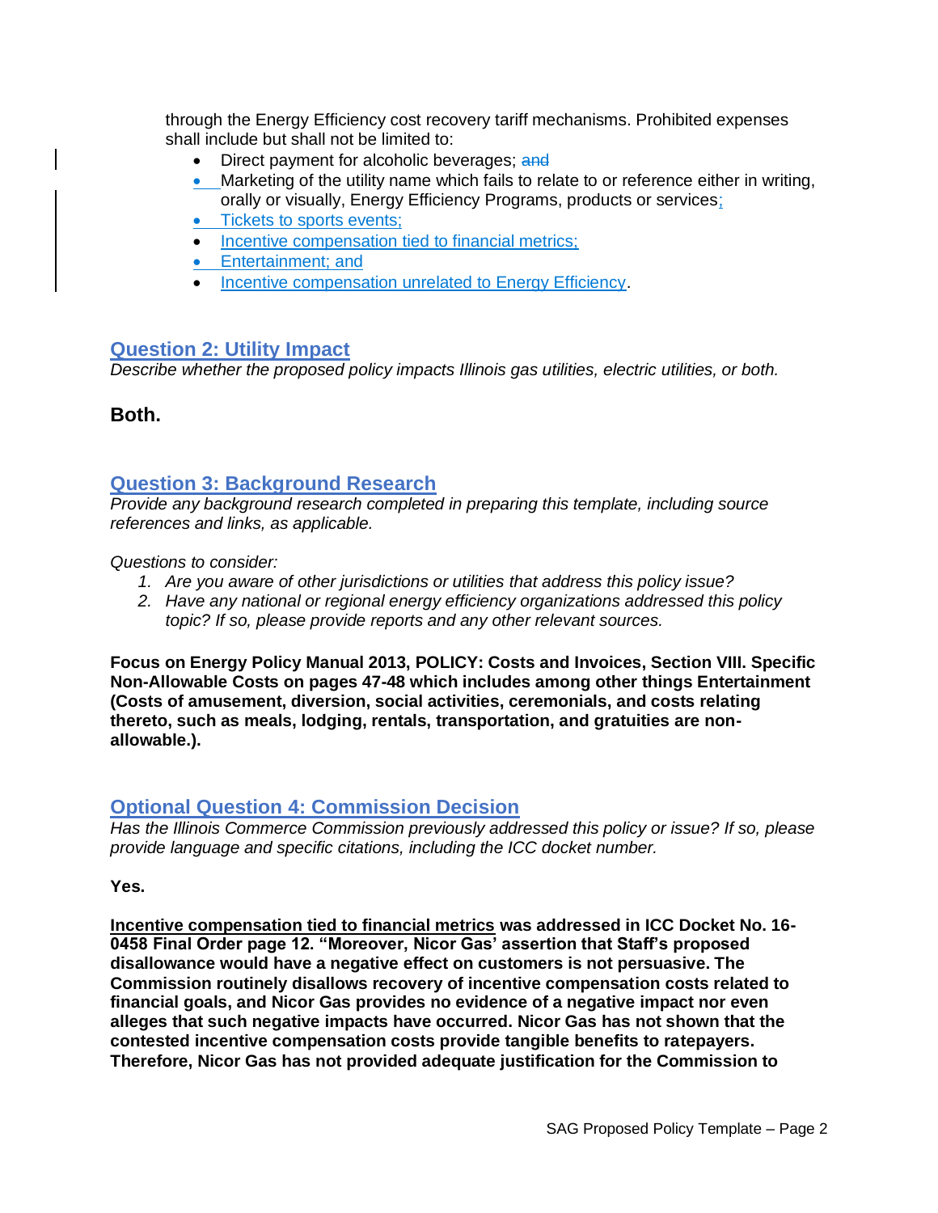through the Energy Efficiency cost recovery tariff mechanisms. Prohibited expenses shall include but shall not be limited to:

- Direct payment for alcoholic beverages; ~~and~~
- Marketing of the utility name which fails to relate to or reference either in writing, orally or visually, Energy Efficiency Programs, products or services;
- Tickets to sports events;
- Incentive compensation tied to financial metrics;
- Entertainment; and
- Incentive compensation unrelated to Energy Efficiency.

## Question 2: Utility Impact

*Describe whether the proposed policy impacts Illinois gas utilities, electric utilities, or both.*

**Both.**

## Question 3: Background Research

*Provide any background research completed in preparing this template, including source references and links, as applicable.*

*Questions to consider:*

1. *Are you aware of other jurisdictions or utilities that address this policy issue?*
2. *Have any national or regional energy efficiency organizations addressed this policy topic? If so, please provide reports and any other relevant sources.*

**Focus on Energy Policy Manual 2013, POLICY: Costs and Invoices, Section VIII. Specific Non-Allowable Costs on pages 47-48 which includes among other things Entertainment (Costs of amusement, diversion, social activities, ceremonials, and costs relating thereto, such as meals, lodging, rentals, transportation, and gratuities are non-allowable.).**

## Optional Question 4: Commission Decision

*Has the Illinois Commerce Commission previously addressed this policy or issue? If so, please provide language and specific citations, including the ICC docket number.*

**Yes.**

**Incentive compensation tied to financial metrics was addressed in ICC Docket No. 16-0458 Final Order page 12. "Moreover, Nicor Gas' assertion that Staff's proposed disallowance would have a negative effect on customers is not persuasive. The Commission routinely disallows recovery of incentive compensation costs related to financial goals, and Nicor Gas provides no evidence of a negative impact nor even alleges that such negative impacts have occurred. Nicor Gas has not shown that the contested incentive compensation costs provide tangible benefits to ratepayers. Therefore, Nicor Gas has not provided adequate justification for the Commission to**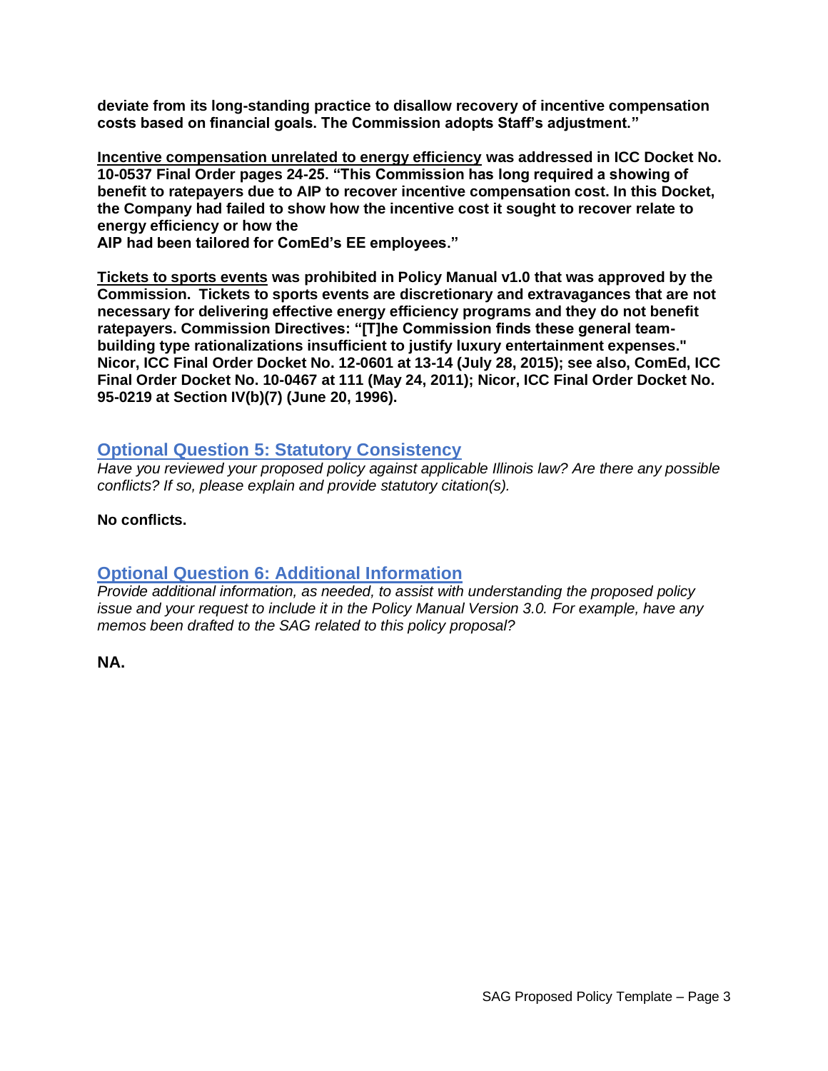**deviate from its long-standing practice to disallow recovery of incentive compensation costs based on financial goals. The Commission adopts Staff's adjustment."**

**<u>Incentive compensation unrelated to energy efficiency</u> was addressed in ICC Docket No. 10-0537 Final Order pages 24-25. "This Commission has long required a showing of benefit to ratepayers due to AIP to recover incentive compensation cost. In this Docket, the Company had failed to show how the incentive cost it sought to recover relate to energy efficiency or how the AIP had been tailored for ComEd's EE employees."**

**<u>Tickets to sports events</u> was prohibited in Policy Manual v1.0 that was approved by the Commission. Tickets to sports events are discretionary and extravagances that are not necessary for delivering effective energy efficiency programs and they do not benefit ratepayers. Commission Directives: "[T]he Commission finds these general team-building type rationalizations insufficient to justify luxury entertainment expenses." Nicor, ICC Final Order Docket No. 12-0601 at 13-14 (July 28, 2015); see also, ComEd, ICC Final Order Docket No. 10-0467 at 111 (May 24, 2011); Nicor, ICC Final Order Docket No. 95-0219 at Section IV(b)(7) (June 20, 1996).**

## Optional Question 5: Statutory Consistency

*Have you reviewed your proposed policy against applicable Illinois law? Are there any possible conflicts? If so, please explain and provide statutory citation(s).*

**No conflicts.**

## Optional Question 6: Additional Information

*Provide additional information, as needed, to assist with understanding the proposed policy issue and your request to include it in the Policy Manual Version 3.0. For example, have any memos been drafted to the SAG related to this policy proposal?*

**NA.**